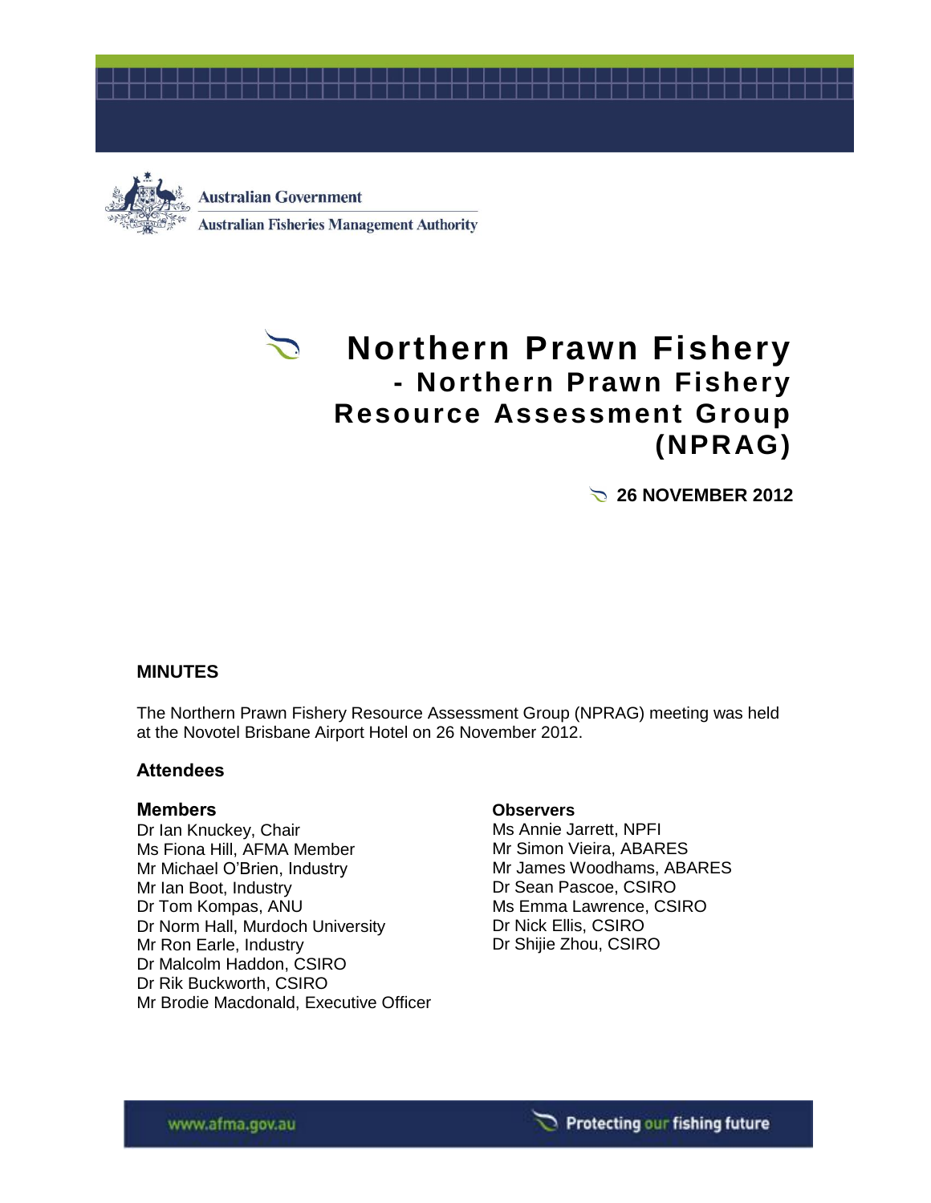Australian Government

Australian Fisheries Management Authority

# Northern Prawn Fishery - Northern Prawn Fishery Resource Assessment Group (NPRAG)

**26 NOVEMBER 2012**

## MINUTES

The Northern Prawn Fishery Resource Assessment Group (NPRAG) meeting was held at the Novotel Brisbane Airport Hotel on 26 November 2012.

### Attendees

#### Members

Dr Ian Knuckey, Chair
Ms Fiona Hill, AFMA Member
Mr Michael O'Brien, Industry
Mr Ian Boot, Industry
Dr Tom Kompas, ANU
Dr Norm Hall, Murdoch University
Mr Ron Earle, Industry
Dr Malcolm Haddon, CSIRO
Dr Rik Buckworth, CSIRO
Mr Brodie Macdonald, Executive Officer

#### Observers

Ms Annie Jarrett, NPFI
Mr Simon Vieira, ABARES
Mr James Woodhams, ABARES
Dr Sean Pascoe, CSIRO
Ms Emma Lawrence, CSIRO
Dr Nick Ellis, CSIRO
Dr Shijie Zhou, CSIRO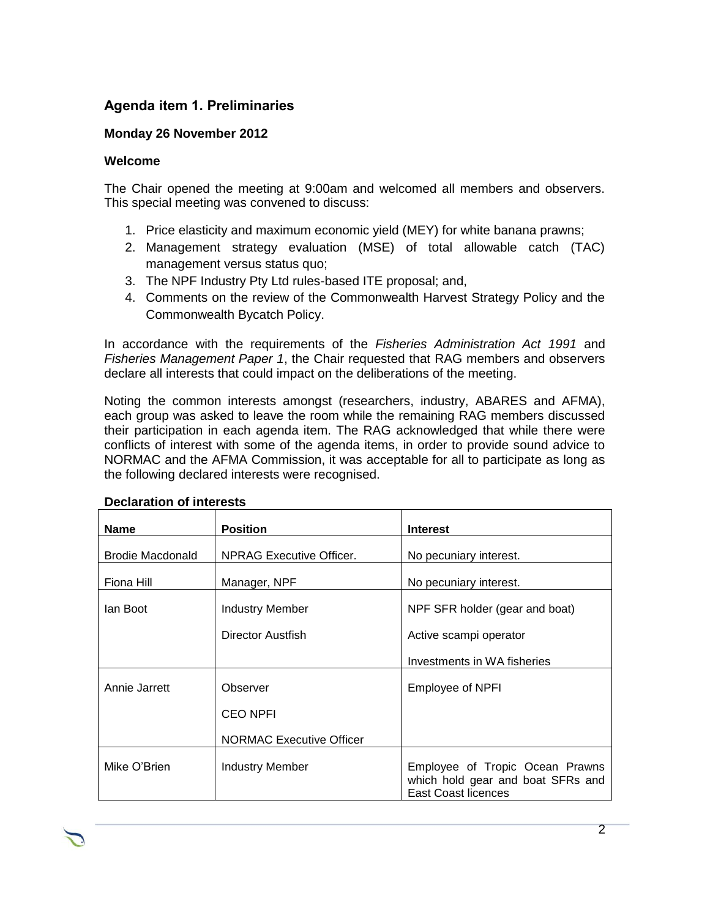## Agenda item 1. Preliminaries

### Monday 26 November 2012

### Welcome

The Chair opened the meeting at 9:00am and welcomed all members and observers. This special meeting was convened to discuss:

1. Price elasticity and maximum economic yield (MEY) for white banana prawns;
2. Management strategy evaluation (MSE) of total allowable catch (TAC) management versus status quo;
3. The NPF Industry Pty Ltd rules-based ITE proposal; and,
4. Comments on the review of the Commonwealth Harvest Strategy Policy and the Commonwealth Bycatch Policy.

In accordance with the requirements of the *Fisheries Administration Act 1991* and *Fisheries Management Paper 1*, the Chair requested that RAG members and observers declare all interests that could impact on the deliberations of the meeting.

Noting the common interests amongst (researchers, industry, ABARES and AFMA), each group was asked to leave the room while the remaining RAG members discussed their participation in each agenda item. The RAG acknowledged that while there were conflicts of interest with some of the agenda items, in order to provide sound advice to NORMAC and the AFMA Commission, it was acceptable for all to participate as long as the following declared interests were recognised.

**Declaration of interests**

| Name | Position | Interest |
|---|---|---|
| Brodie Macdonald | NPRAG Executive Officer. | No pecuniary interest. |
| Fiona Hill | Manager, NPF | No pecuniary interest. |
| Ian Boot | Industry Member<br>Director Austfish | NPF SFR holder (gear and boat)<br>Active scampi operator<br>Investments in WA fisheries |
| Annie Jarrett | Observer<br>CEO NPFI<br>NORMAC Executive Officer | Employee of NPFI |
| Mike O'Brien | Industry Member | Employee of Tropic Ocean Prawns which hold gear and boat SFRs and East Coast licences |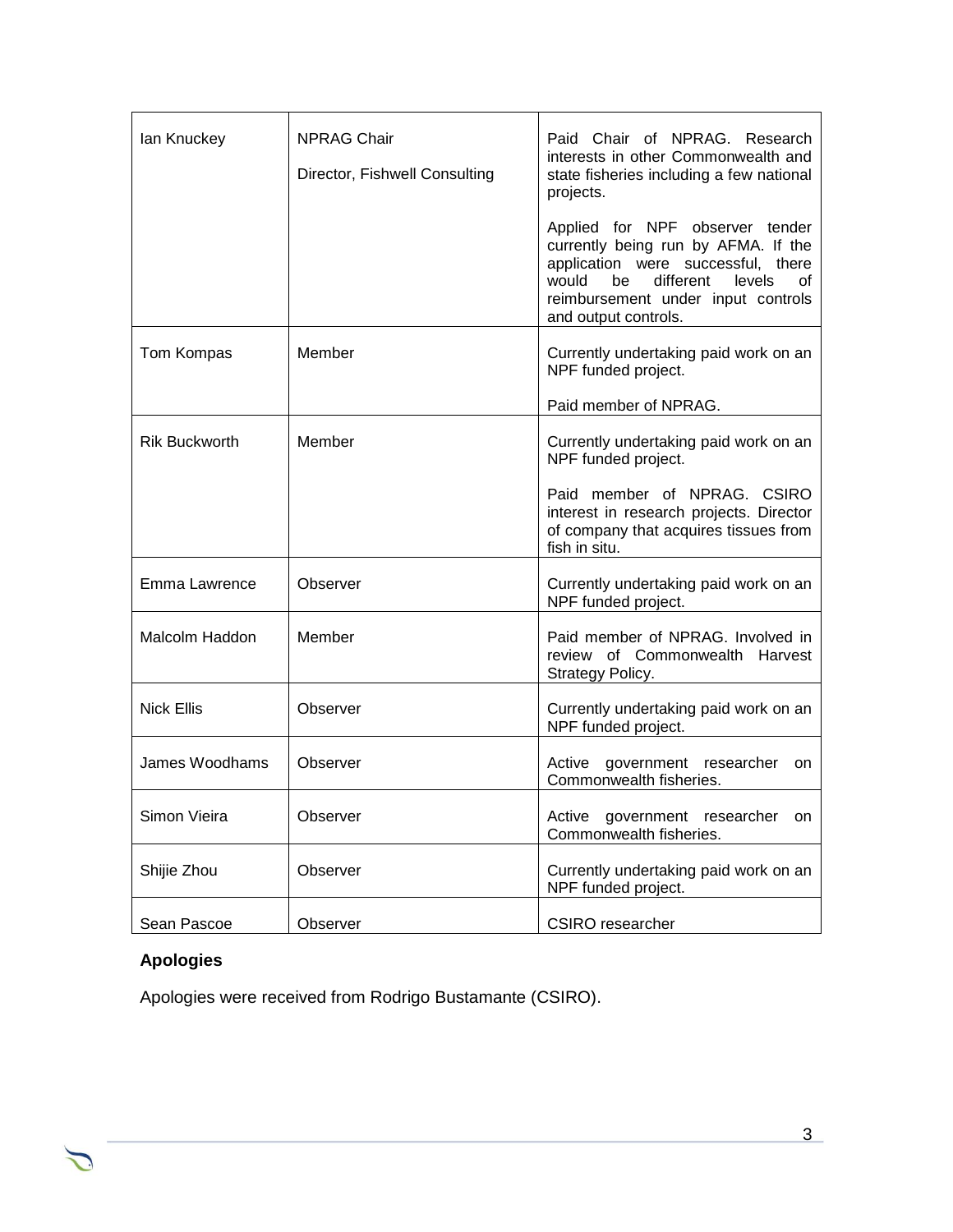| | | |
|---|---|---|
| Ian Knuckey | NPRAG Chair<br><br>Director, Fishwell Consulting | Paid Chair of NPRAG. Research interests in other Commonwealth and state fisheries including a few national projects.<br><br>Applied for NPF observer tender currently being run by AFMA. If the application were successful, there would be different levels of reimbursement under input controls and output controls. |
| Tom Kompas | Member | Currently undertaking paid work on an NPF funded project.<br><br>Paid member of NPRAG. |
| Rik Buckworth | Member | Currently undertaking paid work on an NPF funded project.<br><br>Paid member of NPRAG. CSIRO interest in research projects. Director of company that acquires tissues from fish in situ. |
| Emma Lawrence | Observer | Currently undertaking paid work on an NPF funded project. |
| Malcolm Haddon | Member | Paid member of NPRAG. Involved in review of Commonwealth Harvest Strategy Policy. |
| Nick Ellis | Observer | Currently undertaking paid work on an NPF funded project. |
| James Woodhams | Observer | Active government researcher on Commonwealth fisheries. |
| Simon Vieira | Observer | Active government researcher on Commonwealth fisheries. |
| Shijie Zhou | Observer | Currently undertaking paid work on an NPF funded project. |
| Sean Pascoe | Observer | CSIRO researcher |

**Apologies**

Apologies were received from Rodrigo Bustamante (CSIRO).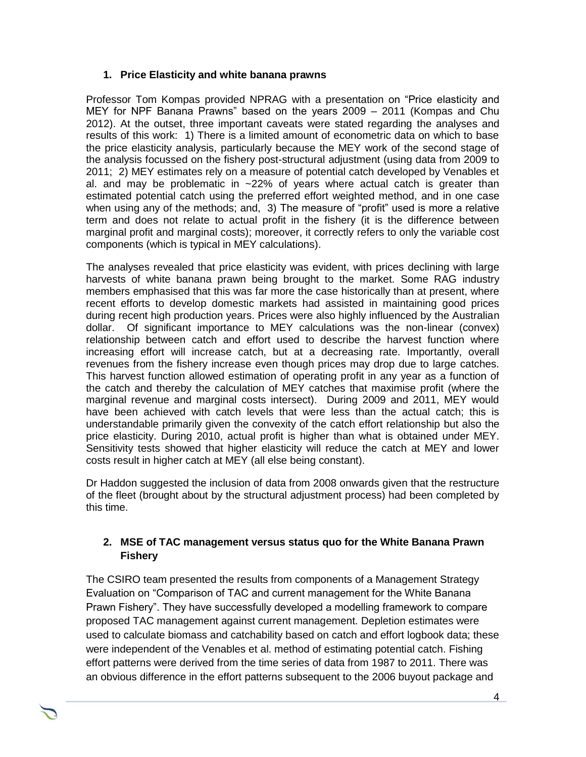## 1. Price Elasticity and white banana prawns

Professor Tom Kompas provided NPRAG with a presentation on "Price elasticity and MEY for NPF Banana Prawns" based on the years 2009 – 2011 (Kompas and Chu 2012). At the outset, three important caveats were stated regarding the analyses and results of this work: 1) There is a limited amount of econometric data on which to base the price elasticity analysis, particularly because the MEY work of the second stage of the analysis focussed on the fishery post-structural adjustment (using data from 2009 to 2011; 2) MEY estimates rely on a measure of potential catch developed by Venables et al. and may be problematic in ~22% of years where actual catch is greater than estimated potential catch using the preferred effort weighted method, and in one case when using any of the methods; and, 3) The measure of "profit" used is more a relative term and does not relate to actual profit in the fishery (it is the difference between marginal profit and marginal costs); moreover, it correctly refers to only the variable cost components (which is typical in MEY calculations).

The analyses revealed that price elasticity was evident, with prices declining with large harvests of white banana prawn being brought to the market. Some RAG industry members emphasised that this was far more the case historically than at present, where recent efforts to develop domestic markets had assisted in maintaining good prices during recent high production years. Prices were also highly influenced by the Australian dollar. Of significant importance to MEY calculations was the non-linear (convex) relationship between catch and effort used to describe the harvest function where increasing effort will increase catch, but at a decreasing rate. Importantly, overall revenues from the fishery increase even though prices may drop due to large catches. This harvest function allowed estimation of operating profit in any year as a function of the catch and thereby the calculation of MEY catches that maximise profit (where the marginal revenue and marginal costs intersect). During 2009 and 2011, MEY would have been achieved with catch levels that were less than the actual catch; this is understandable primarily given the convexity of the catch effort relationship but also the price elasticity. During 2010, actual profit is higher than what is obtained under MEY. Sensitivity tests showed that higher elasticity will reduce the catch at MEY and lower costs result in higher catch at MEY (all else being constant).

Dr Haddon suggested the inclusion of data from 2008 onwards given that the restructure of the fleet (brought about by the structural adjustment process) had been completed by this time.

## 2. MSE of TAC management versus status quo for the White Banana Prawn Fishery

The CSIRO team presented the results from components of a Management Strategy Evaluation on "Comparison of TAC and current management for the White Banana Prawn Fishery". They have successfully developed a modelling framework to compare proposed TAC management against current management. Depletion estimates were used to calculate biomass and catchability based on catch and effort logbook data; these were independent of the Venables et al. method of estimating potential catch. Fishing effort patterns were derived from the time series of data from 1987 to 2011. There was an obvious difference in the effort patterns subsequent to the 2006 buyout package and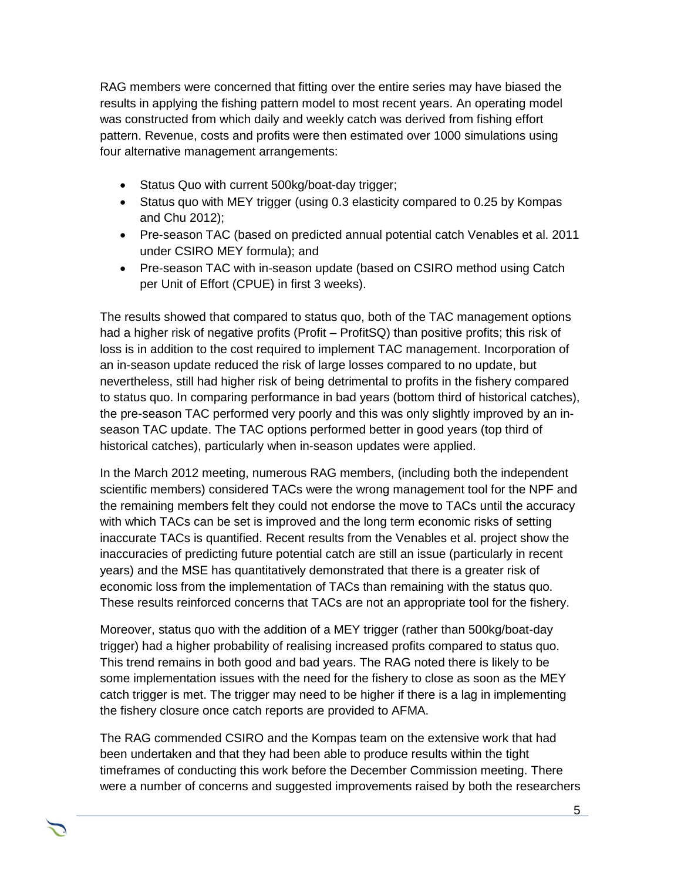RAG members were concerned that fitting over the entire series may have biased the results in applying the fishing pattern model to most recent years. An operating model was constructed from which daily and weekly catch was derived from fishing effort pattern. Revenue, costs and profits were then estimated over 1000 simulations using four alternative management arrangements:

- Status Quo with current 500kg/boat-day trigger;
- Status quo with MEY trigger (using 0.3 elasticity compared to 0.25 by Kompas and Chu 2012);
- Pre-season TAC (based on predicted annual potential catch Venables et al. 2011 under CSIRO MEY formula); and
- Pre-season TAC with in-season update (based on CSIRO method using Catch per Unit of Effort (CPUE) in first 3 weeks).

The results showed that compared to status quo, both of the TAC management options had a higher risk of negative profits (Profit – ProfitSQ) than positive profits; this risk of loss is in addition to the cost required to implement TAC management. Incorporation of an in-season update reduced the risk of large losses compared to no update, but nevertheless, still had higher risk of being detrimental to profits in the fishery compared to status quo. In comparing performance in bad years (bottom third of historical catches), the pre-season TAC performed very poorly and this was only slightly improved by an in-season TAC update. The TAC options performed better in good years (top third of historical catches), particularly when in-season updates were applied.

In the March 2012 meeting, numerous RAG members, (including both the independent scientific members) considered TACs were the wrong management tool for the NPF and the remaining members felt they could not endorse the move to TACs until the accuracy with which TACs can be set is improved and the long term economic risks of setting inaccurate TACs is quantified. Recent results from the Venables et al. project show the inaccuracies of predicting future potential catch are still an issue (particularly in recent years) and the MSE has quantitatively demonstrated that there is a greater risk of economic loss from the implementation of TACs than remaining with the status quo. These results reinforced concerns that TACs are not an appropriate tool for the fishery.

Moreover, status quo with the addition of a MEY trigger (rather than 500kg/boat-day trigger) had a higher probability of realising increased profits compared to status quo. This trend remains in both good and bad years. The RAG noted there is likely to be some implementation issues with the need for the fishery to close as soon as the MEY catch trigger is met. The trigger may need to be higher if there is a lag in implementing the fishery closure once catch reports are provided to AFMA.

The RAG commended CSIRO and the Kompas team on the extensive work that had been undertaken and that they had been able to produce results within the tight timeframes of conducting this work before the December Commission meeting. There were a number of concerns and suggested improvements raised by both the researchers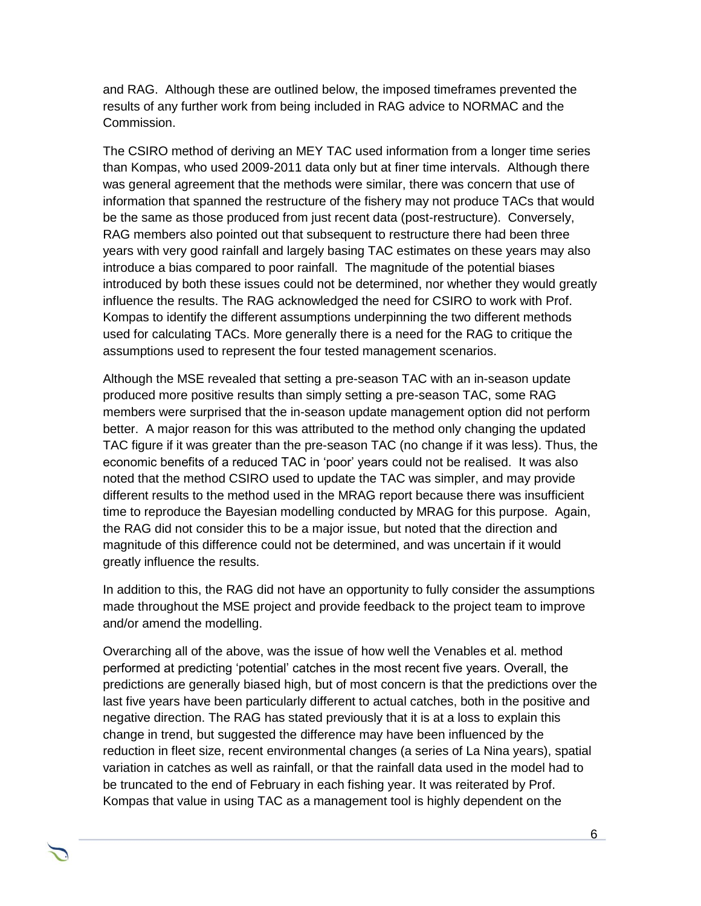and RAG. Although these are outlined below, the imposed timeframes prevented the results of any further work from being included in RAG advice to NORMAC and the Commission.

The CSIRO method of deriving an MEY TAC used information from a longer time series than Kompas, who used 2009-2011 data only but at finer time intervals. Although there was general agreement that the methods were similar, there was concern that use of information that spanned the restructure of the fishery may not produce TACs that would be the same as those produced from just recent data (post-restructure). Conversely, RAG members also pointed out that subsequent to restructure there had been three years with very good rainfall and largely basing TAC estimates on these years may also introduce a bias compared to poor rainfall. The magnitude of the potential biases introduced by both these issues could not be determined, nor whether they would greatly influence the results. The RAG acknowledged the need for CSIRO to work with Prof. Kompas to identify the different assumptions underpinning the two different methods used for calculating TACs. More generally there is a need for the RAG to critique the assumptions used to represent the four tested management scenarios.

Although the MSE revealed that setting a pre-season TAC with an in-season update produced more positive results than simply setting a pre-season TAC, some RAG members were surprised that the in-season update management option did not perform better. A major reason for this was attributed to the method only changing the updated TAC figure if it was greater than the pre-season TAC (no change if it was less). Thus, the economic benefits of a reduced TAC in 'poor' years could not be realised. It was also noted that the method CSIRO used to update the TAC was simpler, and may provide different results to the method used in the MRAG report because there was insufficient time to reproduce the Bayesian modelling conducted by MRAG for this purpose. Again, the RAG did not consider this to be a major issue, but noted that the direction and magnitude of this difference could not be determined, and was uncertain if it would greatly influence the results.

In addition to this, the RAG did not have an opportunity to fully consider the assumptions made throughout the MSE project and provide feedback to the project team to improve and/or amend the modelling.

Overarching all of the above, was the issue of how well the Venables et al. method performed at predicting 'potential' catches in the most recent five years. Overall, the predictions are generally biased high, but of most concern is that the predictions over the last five years have been particularly different to actual catches, both in the positive and negative direction. The RAG has stated previously that it is at a loss to explain this change in trend, but suggested the difference may have been influenced by the reduction in fleet size, recent environmental changes (a series of La Nina years), spatial variation in catches as well as rainfall, or that the rainfall data used in the model had to be truncated to the end of February in each fishing year. It was reiterated by Prof. Kompas that value in using TAC as a management tool is highly dependent on the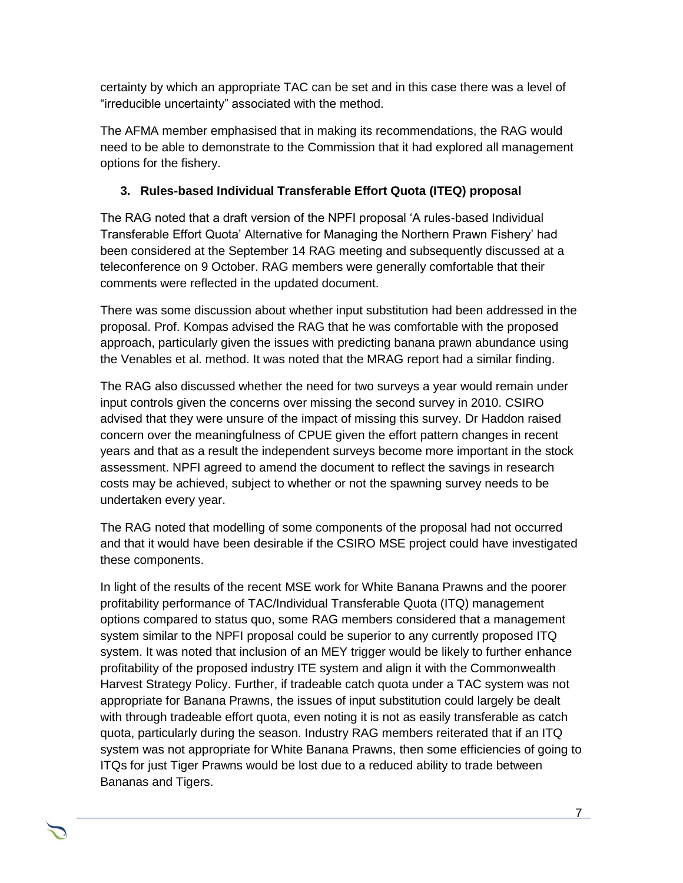certainty by which an appropriate TAC can be set and in this case there was a level of "irreducible uncertainty" associated with the method.

The AFMA member emphasised that in making its recommendations, the RAG would need to be able to demonstrate to the Commission that it had explored all management options for the fishery.

### 3. Rules-based Individual Transferable Effort Quota (ITEQ) proposal

The RAG noted that a draft version of the NPFI proposal 'A rules-based Individual Transferable Effort Quota' Alternative for Managing the Northern Prawn Fishery' had been considered at the September 14 RAG meeting and subsequently discussed at a teleconference on 9 October. RAG members were generally comfortable that their comments were reflected in the updated document.

There was some discussion about whether input substitution had been addressed in the proposal. Prof. Kompas advised the RAG that he was comfortable with the proposed approach, particularly given the issues with predicting banana prawn abundance using the Venables et al. method. It was noted that the MRAG report had a similar finding.

The RAG also discussed whether the need for two surveys a year would remain under input controls given the concerns over missing the second survey in 2010. CSIRO advised that they were unsure of the impact of missing this survey. Dr Haddon raised concern over the meaningfulness of CPUE given the effort pattern changes in recent years and that as a result the independent surveys become more important in the stock assessment. NPFI agreed to amend the document to reflect the savings in research costs may be achieved, subject to whether or not the spawning survey needs to be undertaken every year.

The RAG noted that modelling of some components of the proposal had not occurred and that it would have been desirable if the CSIRO MSE project could have investigated these components.

In light of the results of the recent MSE work for White Banana Prawns and the poorer profitability performance of TAC/Individual Transferable Quota (ITQ) management options compared to status quo, some RAG members considered that a management system similar to the NPFI proposal could be superior to any currently proposed ITQ system. It was noted that inclusion of an MEY trigger would be likely to further enhance profitability of the proposed industry ITE system and align it with the Commonwealth Harvest Strategy Policy. Further, if tradeable catch quota under a TAC system was not appropriate for Banana Prawns, the issues of input substitution could largely be dealt with through tradeable effort quota, even noting it is not as easily transferable as catch quota, particularly during the season. Industry RAG members reiterated that if an ITQ system was not appropriate for White Banana Prawns, then some efficiencies of going to ITQs for just Tiger Prawns would be lost due to a reduced ability to trade between Bananas and Tigers.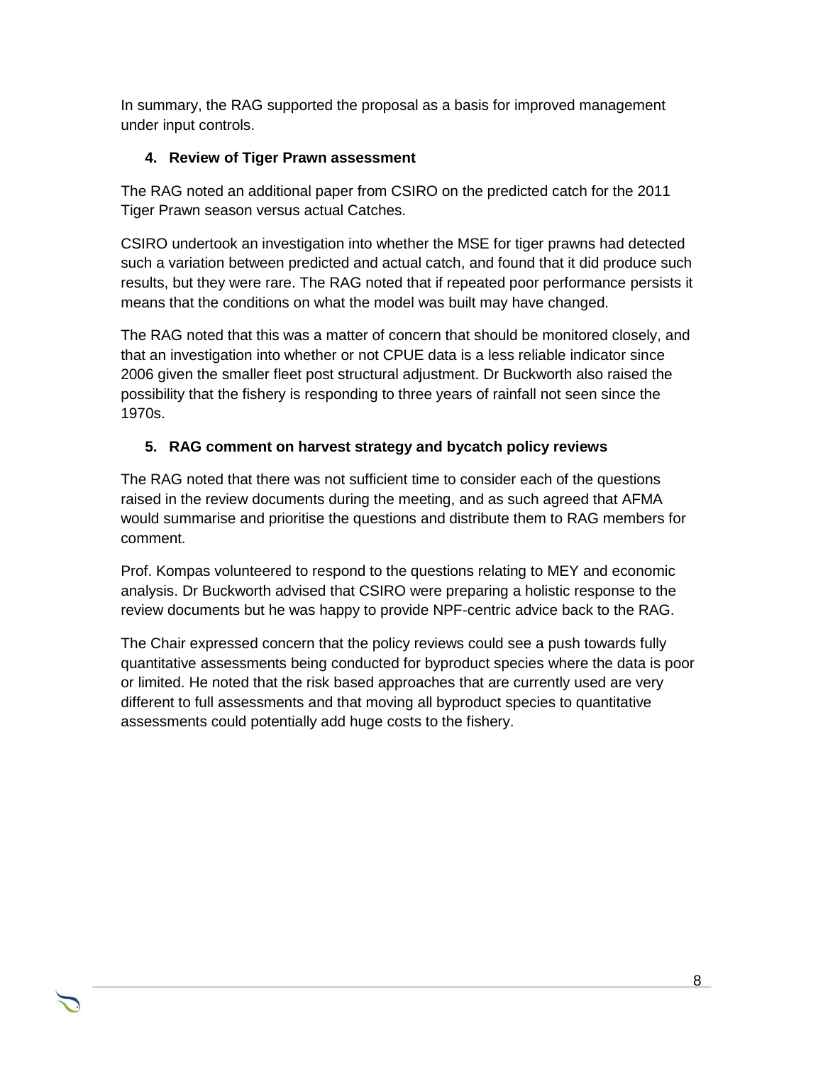In summary, the RAG supported the proposal as a basis for improved management under input controls.

### 4. Review of Tiger Prawn assessment

The RAG noted an additional paper from CSIRO on the predicted catch for the 2011 Tiger Prawn season versus actual Catches.

CSIRO undertook an investigation into whether the MSE for tiger prawns had detected such a variation between predicted and actual catch, and found that it did produce such results, but they were rare. The RAG noted that if repeated poor performance persists it means that the conditions on what the model was built may have changed.

The RAG noted that this was a matter of concern that should be monitored closely, and that an investigation into whether or not CPUE data is a less reliable indicator since 2006 given the smaller fleet post structural adjustment. Dr Buckworth also raised the possibility that the fishery is responding to three years of rainfall not seen since the 1970s.

### 5. RAG comment on harvest strategy and bycatch policy reviews

The RAG noted that there was not sufficient time to consider each of the questions raised in the review documents during the meeting, and as such agreed that AFMA would summarise and prioritise the questions and distribute them to RAG members for comment.

Prof. Kompas volunteered to respond to the questions relating to MEY and economic analysis. Dr Buckworth advised that CSIRO were preparing a holistic response to the review documents but he was happy to provide NPF-centric advice back to the RAG.

The Chair expressed concern that the policy reviews could see a push towards fully quantitative assessments being conducted for byproduct species where the data is poor or limited. He noted that the risk based approaches that are currently used are very different to full assessments and that moving all byproduct species to quantitative assessments could potentially add huge costs to the fishery.